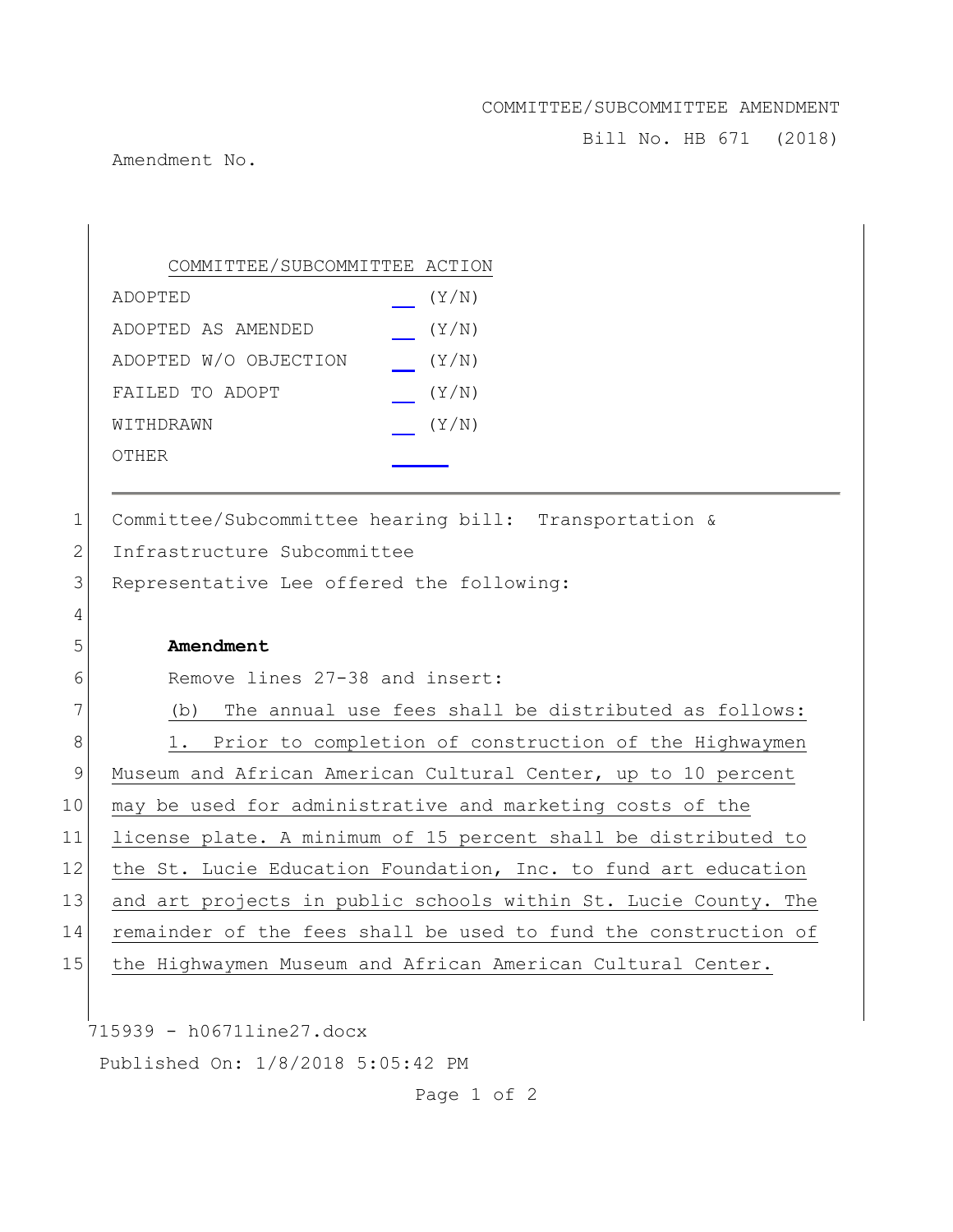COMMITTEE/SUBCOMMITTEE AMENDMENT

Bill No. HB 671 (2018)

Amendment No.

| COMMITTEE/SUBCOMMITTEE ACTION | |
|---|---|
| ADOPTED | __ (Y/N) |
| ADOPTED AS AMENDED | __ (Y/N) |
| ADOPTED W/O OBJECTION | __ (Y/N) |
| FAILED TO ADOPT | __ (Y/N) |
| WITHDRAWN | __ (Y/N) |
| OTHER | ____ |

---

1 Committee/Subcommittee hearing bill: Transportation &
2 Infrastructure Subcommittee
3 Representative Lee offered the following:
4
5 **Amendment**
6 Remove lines 27-38 and insert:
7 (b) The annual use fees shall be distributed as follows:
8 1. Prior to completion of construction of the Highwaymen
9 Museum and African American Cultural Center, up to 10 percent
10 may be used for administrative and marketing costs of the
11 license plate. A minimum of 15 percent shall be distributed to
12 the St. Lucie Education Foundation, Inc. to fund art education
13 and art projects in public schools within St. Lucie County. The
14 remainder of the fees shall be used to fund the construction of
15 the Highwaymen Museum and African American Cultural Center.

715939 - h0671line27.docx

Published On: 1/8/2018 5:05:42 PM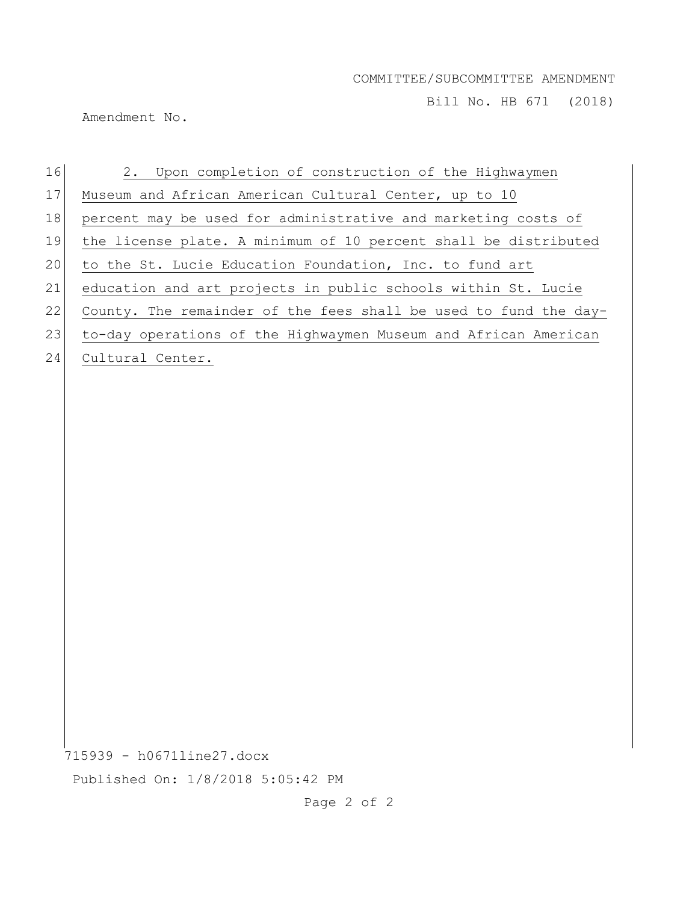2. Upon completion of construction of the Highwaymen Museum and African American Cultural Center, up to 10 percent may be used for administrative and marketing costs of the license plate. A minimum of 10 percent shall be distributed to the St. Lucie Education Foundation, Inc. to fund art education and art projects in public schools within St. Lucie County. The remainder of the fees shall be used to fund the day-to-day operations of the Highwaymen Museum and African American Cultural Center.